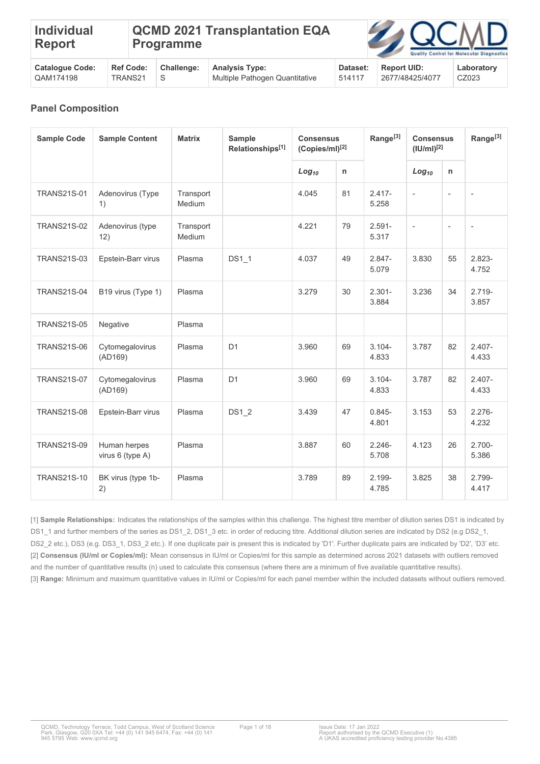| Individual Report | QCMD 2021 Transplantation EQA Programme | | | | | |
|---|---|---|---|---|---|---|
| **Catalogue Code:** QAM174198 | **Ref Code:** TRANS21 | **Challenge:** S | **Analysis Type:** Multiple Pathogen Quantitative | **Dataset:** 514117 | **Report UID:** 2677/48425/4077 | **Laboratory** CZ023 |

## Panel Composition

| Sample Code | Sample Content | Matrix | Sample Relationships[1] | Consensus (Copies/ml)[2] | | Range[3] | Consensus (IU/ml)[2] | | Range[3] |
|---|---|---|---|---|---|---|---|---|---|
| | | | | *Log₁₀* | n | | *Log₁₀* | n | |
| TRANS21S-01 | Adenovirus (Type 1) | Transport Medium | | 4.045 | 81 | 2.417-5.258 | - | - | - |
| TRANS21S-02 | Adenovirus (type 12) | Transport Medium | | 4.221 | 79 | 2.591-5.317 | - | - | - |
| TRANS21S-03 | Epstein-Barr virus | Plasma | DS1_1 | 4.037 | 49 | 2.847-5.079 | 3.830 | 55 | 2.823-4.752 |
| TRANS21S-04 | B19 virus (Type 1) | Plasma | | 3.279 | 30 | 2.301-3.884 | 3.236 | 34 | 2.719-3.857 |
| TRANS21S-05 | Negative | Plasma | | | | | | | |
| TRANS21S-06 | Cytomegalovirus (AD169) | Plasma | D1 | 3.960 | 69 | 3.104-4.833 | 3.787 | 82 | 2.407-4.433 |
| TRANS21S-07 | Cytomegalovirus (AD169) | Plasma | D1 | 3.960 | 69 | 3.104-4.833 | 3.787 | 82 | 2.407-4.433 |
| TRANS21S-08 | Epstein-Barr virus | Plasma | DS1_2 | 3.439 | 47 | 0.845-4.801 | 3.153 | 53 | 2.276-4.232 |
| TRANS21S-09 | Human herpes virus 6 (type A) | Plasma | | 3.887 | 60 | 2.246-5.708 | 4.123 | 26 | 2.700-5.386 |
| TRANS21S-10 | BK virus (type 1b-2) | Plasma | | 3.789 | 89 | 2.199-4.785 | 3.825 | 38 | 2.799-4.417 |

[1] **Sample Relationships:** Indicates the relationships of the samples within this challenge. The highest titre member of dilution series DS1 is indicated by DS1_1 and further members of the series as DS1_2, DS1_3 etc. in order of reducing titre. Additional dilution series are indicated by DS2 (e.g DS2_1, DS2_2 etc.), DS3 (e.g. DS3_1, DS3_2 etc.). If one duplicate pair is present this is indicated by 'D1'. Further duplicate pairs are indicated by 'D2', 'D3' etc.
[2] **Consensus (IU/ml or Copies/ml):** Mean consensus in IU/ml or Copies/ml for this sample as determined across 2021 datasets with outliers removed and the number of quantitative results (n) used to calculate this consensus (where there are a minimum of five available quantitative results).
[3] **Range:** Minimum and maximum quantitative values in IU/ml or Copies/ml for each panel member within the included datasets without outliers removed.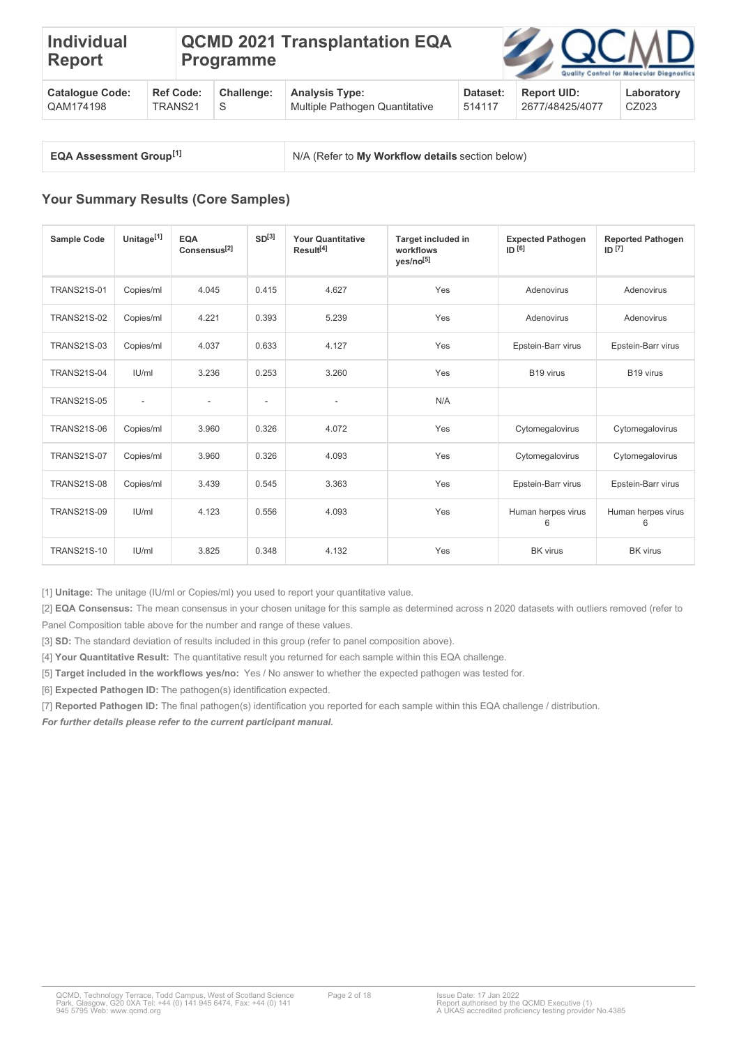| **Individual Report** | **QCMD 2021 Transplantation EQA Programme** | | | | | |
|---|---|---|---|---|---|---|
| **Catalogue Code:** QAM174198 | **Ref Code:** TRANS21 | **Challenge:** S | **Analysis Type:** Multiple Pathogen Quantitative | **Dataset:** 514117 | **Report UID:** 2677/48425/4077 | **Laboratory** CZ023 |

| **EQA Assessment Group[1]** | N/A (Refer to **My Workflow details** section below) |
|---|---|

## Your Summary Results (Core Samples)

| Sample Code | Unitage[1] | EQA Consensus[2] | SD[3] | Your Quantitative Result[4] | Target included in workflows yes/no[5] | Expected Pathogen ID [6] | Reported Pathogen ID [7] |
|---|---|---|---|---|---|---|---|
| TRANS21S-01 | Copies/ml | 4.045 | 0.415 | 4.627 | Yes | Adenovirus | Adenovirus |
| TRANS21S-02 | Copies/ml | 4.221 | 0.393 | 5.239 | Yes | Adenovirus | Adenovirus |
| TRANS21S-03 | Copies/ml | 4.037 | 0.633 | 4.127 | Yes | Epstein-Barr virus | Epstein-Barr virus |
| TRANS21S-04 | IU/ml | 3.236 | 0.253 | 3.260 | Yes | B19 virus | B19 virus |
| TRANS21S-05 | - | - | - | - | N/A | | |
| TRANS21S-06 | Copies/ml | 3.960 | 0.326 | 4.072 | Yes | Cytomegalovirus | Cytomegalovirus |
| TRANS21S-07 | Copies/ml | 3.960 | 0.326 | 4.093 | Yes | Cytomegalovirus | Cytomegalovirus |
| TRANS21S-08 | Copies/ml | 3.439 | 0.545 | 3.363 | Yes | Epstein-Barr virus | Epstein-Barr virus |
| TRANS21S-09 | IU/ml | 4.123 | 0.556 | 4.093 | Yes | Human herpes virus 6 | Human herpes virus 6 |
| TRANS21S-10 | IU/ml | 3.825 | 0.348 | 4.132 | Yes | BK virus | BK virus |

[1] **Unitage:** The unitage (IU/ml or Copies/ml) you used to report your quantitative value.

[2] **EQA Consensus:** The mean consensus in your chosen unitage for this sample as determined across n 2020 datasets with outliers removed (refer to Panel Composition table above for the number and range of these values.

[3] **SD:** The standard deviation of results included in this group (refer to panel composition above).

[4] **Your Quantitative Result:** The quantitative result you returned for each sample within this EQA challenge.

[5] **Target included in the workflows yes/no:** Yes / No answer to whether the expected pathogen was tested for.

[6] **Expected Pathogen ID:** The pathogen(s) identification expected.

[7] **Reported Pathogen ID:** The final pathogen(s) identification you reported for each sample within this EQA challenge / distribution.

***For further details please refer to the current participant manual.***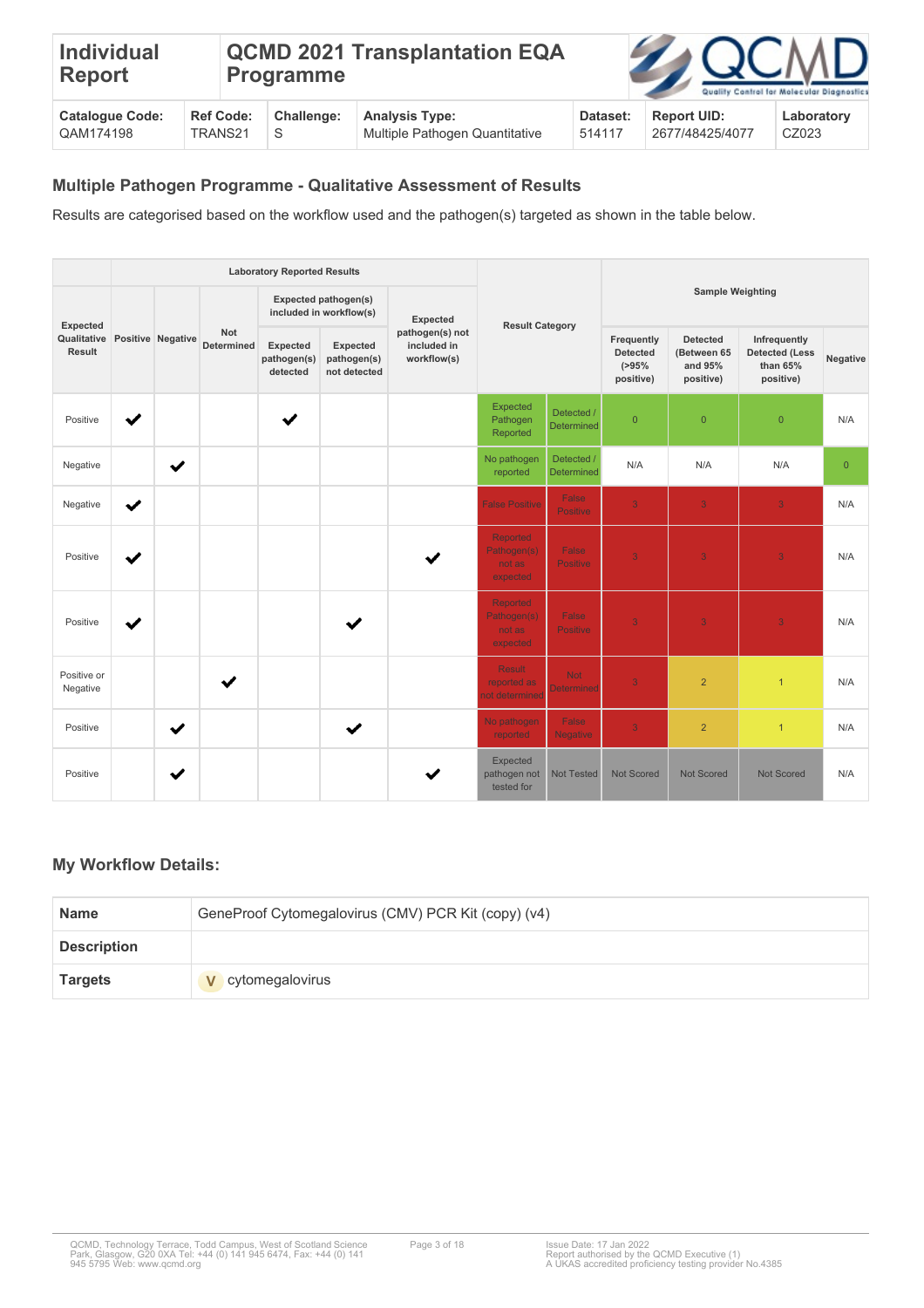| Individual Report | QCMD 2021 Transplantation EQA Programme | |
|---|---|---|

| Catalogue Code: QAM174198 | Ref Code: TRANS21 | Challenge: S | Analysis Type: Multiple Pathogen Quantitative | Dataset: 514117 | Report UID: 2677/48425/4077 | Laboratory CZ023 |
|---|---|---|---|---|---|---|

## Multiple Pathogen Programme - Qualitative Assessment of Results

Results are categorised based on the workflow used and the pathogen(s) targeted as shown in the table below.

| Expected Qualitative Result | Laboratory Reported Results | | | | | | Result Category | | Sample Weighting | | | |
|---|---|---|---|---|---|---|---|---|---|---|---|---|
| | Positive | Negative | Not Determined | Expected pathogen(s) included in workflow(s) | | Expected pathogen(s) not included in workflow(s) | | | | | | |
| | | | | Expected pathogen(s) detected | Expected pathogen(s) not detected | | | | Frequently Detected (>95% positive) | Detected (Between 65 and 95% positive) | Infrequently Detected (Less than 65% positive) | Negative |
| Positive | ✔ | | | ✔ | | | Expected Pathogen Reported | Detected / Determined | 0 | 0 | 0 | N/A |
| Negative | | ✔ | | | | | No pathogen reported | Detected / Determined | N/A | N/A | N/A | 0 |
| Negative | ✔ | | | | | | False Positive | False Positive | 3 | 3 | 3 | N/A |
| Positive | ✔ | | | | | ✔ | Reported Pathogen(s) not as expected | False Positive | 3 | 3 | 3 | N/A |
| Positive | ✔ | | | | ✔ | | Reported Pathogen(s) not as expected | False Positive | 3 | 3 | 3 | N/A |
| Positive or Negative | | | ✔ | | | | Result reported as not determined | Not Determined | 3 | 2 | 1 | N/A |
| Positive | | ✔ | | | ✔ | | No pathogen reported | False Negative | 3 | 2 | 1 | N/A |
| Positive | | ✔ | | | | ✔ | Expected pathogen not tested for | Not Tested | Not Scored | Not Scored | Not Scored | N/A |

## My Workflow Details:

| Name | GeneProof Cytomegalovirus (CMV) PCR Kit (copy) (v4) |
|---|---|
| Description | |
| Targets | V cytomegalovirus |

QCMD, Technology Terrace, Todd Campus, West of Scotland Science Park, Glasgow, G20 0XA Tel: +44 (0) 141 945 6474, Fax: +44 (0) 141 945 5795 Web: www.qcmd.org

Issue Date: 17 Jan 2022
Report authorised by the QCMD Executive (1)
A UKAS accredited proficiency testing provider No.4385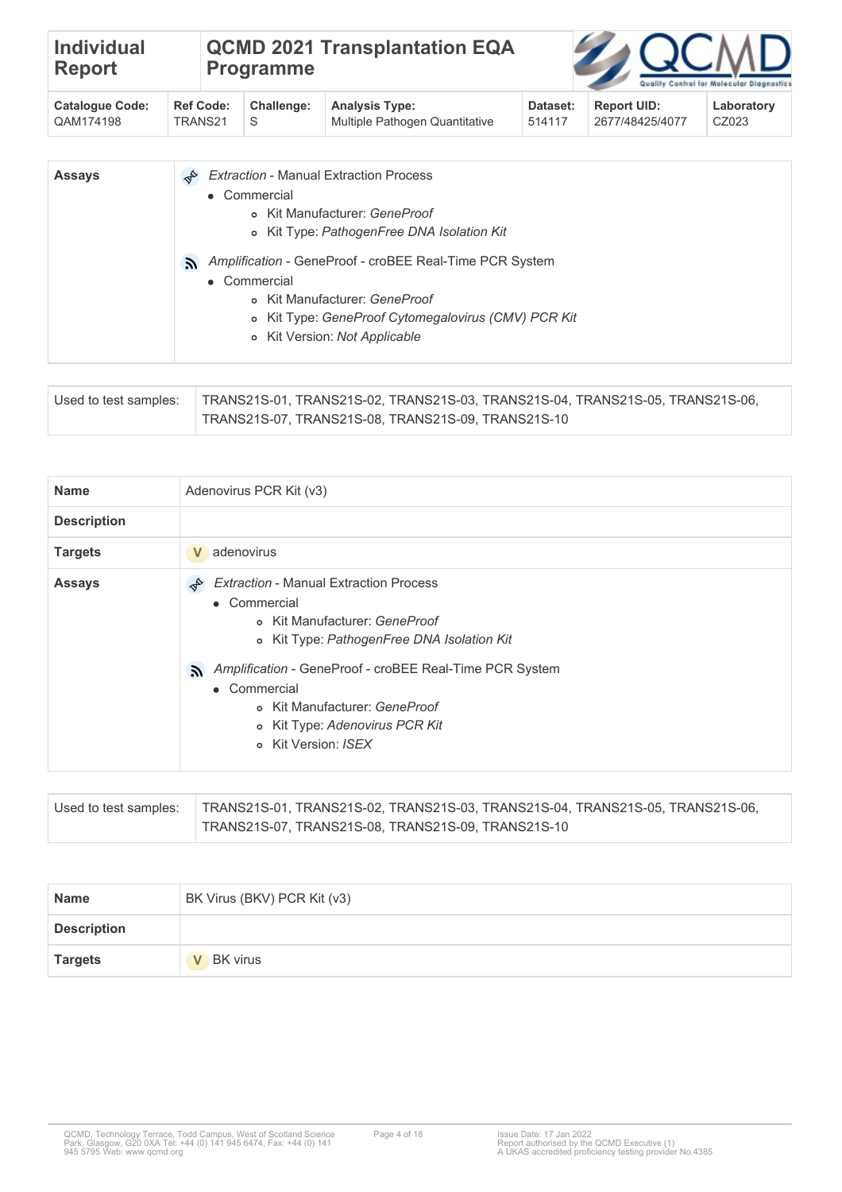| Individual Report | QCMD 2021 Transplantation EQA Programme | | | | | |
|---|---|---|---|---|---|---|
| **Catalogue Code:** QAM174198 | **Ref Code:** TRANS21 | **Challenge:** S | **Analysis Type:** Multiple Pathogen Quantitative | **Dataset:** 514117 | **Report UID:** 2677/48425/4077 | **Laboratory** CZ023 |

| | |
|---|---|
| **Assays** | *Extraction* - Manual Extraction Process<br>• Commercial<br>  ◦ Kit Manufacturer: *GeneProof*<br>  ◦ Kit Type: *PathogenFree DNA Isolation Kit*<br><br>*Amplification* - GeneProof - croBEE Real-Time PCR System<br>• Commercial<br>  ◦ Kit Manufacturer: *GeneProof*<br>  ◦ Kit Type: *GeneProof Cytomegalovirus (CMV) PCR Kit*<br>  ◦ Kit Version: *Not Applicable* |

| | |
|---|---|
| Used to test samples: | TRANS21S-01, TRANS21S-02, TRANS21S-03, TRANS21S-04, TRANS21S-05, TRANS21S-06, TRANS21S-07, TRANS21S-08, TRANS21S-09, TRANS21S-10 |

| | |
|---|---|
| **Name** | Adenovirus PCR Kit (v3) |
| **Description** | |
| **Targets** | V adenovirus |
| **Assays** | *Extraction* - Manual Extraction Process<br>• Commercial<br>  ◦ Kit Manufacturer: *GeneProof*<br>  ◦ Kit Type: *PathogenFree DNA Isolation Kit*<br><br>*Amplification* - GeneProof - croBEE Real-Time PCR System<br>• Commercial<br>  ◦ Kit Manufacturer: *GeneProof*<br>  ◦ Kit Type: *Adenovirus PCR Kit*<br>  ◦ Kit Version: *ISEX* |

| | |
|---|---|
| Used to test samples: | TRANS21S-01, TRANS21S-02, TRANS21S-03, TRANS21S-04, TRANS21S-05, TRANS21S-06, TRANS21S-07, TRANS21S-08, TRANS21S-09, TRANS21S-10 |

| | |
|---|---|
| **Name** | BK Virus (BKV) PCR Kit (v3) |
| **Description** | |
| **Targets** | V BK virus |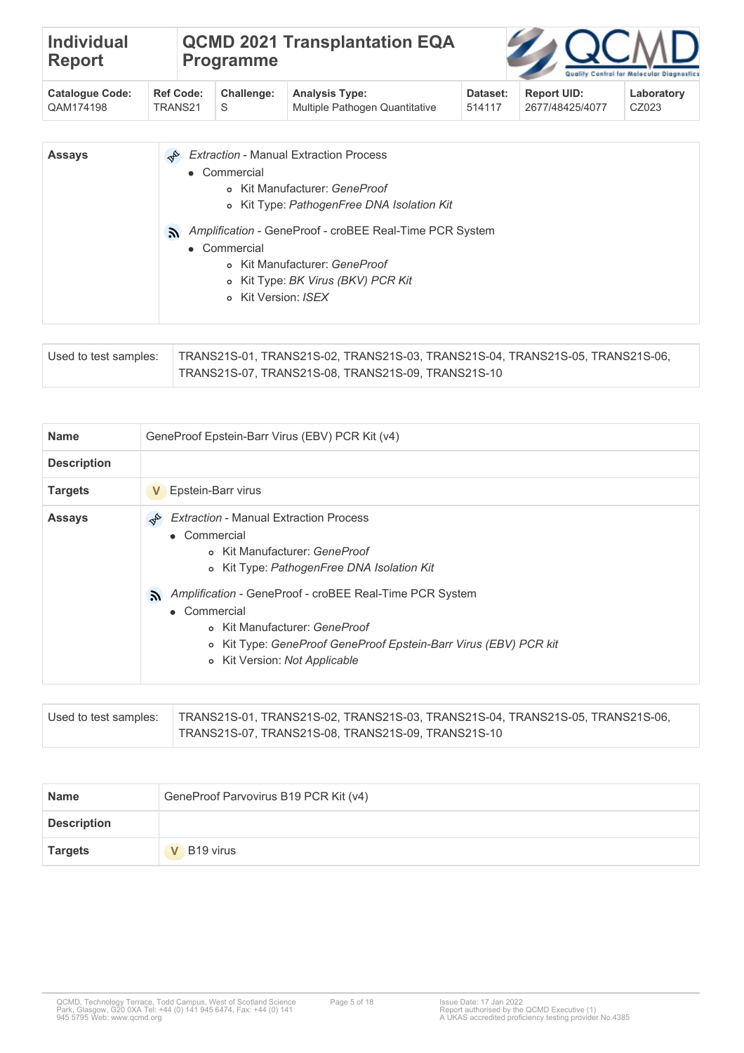| Individual Report | QCMD 2021 Transplantation EQA Programme | | | | | |
|---|---|---|---|---|---|---|
| **Catalogue Code:** QAM174198 | **Ref Code:** TRANS21 | **Challenge:** S | **Analysis Type:** Multiple Pathogen Quantitative | **Dataset:** 514117 | **Report UID:** 2677/48425/4077 | **Laboratory** CZ023 |

| | |
|---|---|
| **Assays** | *Extraction* - Manual Extraction Process<br>• Commercial<br>  ◦ Kit Manufacturer: *GeneProof*<br>  ◦ Kit Type: *PathogenFree DNA Isolation Kit*<br><br>*Amplification* - GeneProof - croBEE Real-Time PCR System<br>• Commercial<br>  ◦ Kit Manufacturer: *GeneProof*<br>  ◦ Kit Type: *BK Virus (BKV) PCR Kit*<br>  ◦ Kit Version: *ISEX* |

| | |
|---|---|
| Used to test samples: | TRANS21S-01, TRANS21S-02, TRANS21S-03, TRANS21S-04, TRANS21S-05, TRANS21S-06, TRANS21S-07, TRANS21S-08, TRANS21S-09, TRANS21S-10 |

| | |
|---|---|
| **Name** | GeneProof Epstein-Barr Virus (EBV) PCR Kit (v4) |
| **Description** | |
| **Targets** | V Epstein-Barr virus |
| **Assays** | *Extraction* - Manual Extraction Process<br>• Commercial<br>  ◦ Kit Manufacturer: *GeneProof*<br>  ◦ Kit Type: *PathogenFree DNA Isolation Kit*<br><br>*Amplification* - GeneProof - croBEE Real-Time PCR System<br>• Commercial<br>  ◦ Kit Manufacturer: *GeneProof*<br>  ◦ Kit Type: *GeneProof GeneProof Epstein-Barr Virus (EBV) PCR kit*<br>  ◦ Kit Version: *Not Applicable* |

| | |
|---|---|
| Used to test samples: | TRANS21S-01, TRANS21S-02, TRANS21S-03, TRANS21S-04, TRANS21S-05, TRANS21S-06, TRANS21S-07, TRANS21S-08, TRANS21S-09, TRANS21S-10 |

| | |
|---|---|
| **Name** | GeneProof Parvovirus B19 PCR Kit (v4) |
| **Description** | |
| **Targets** | V B19 virus |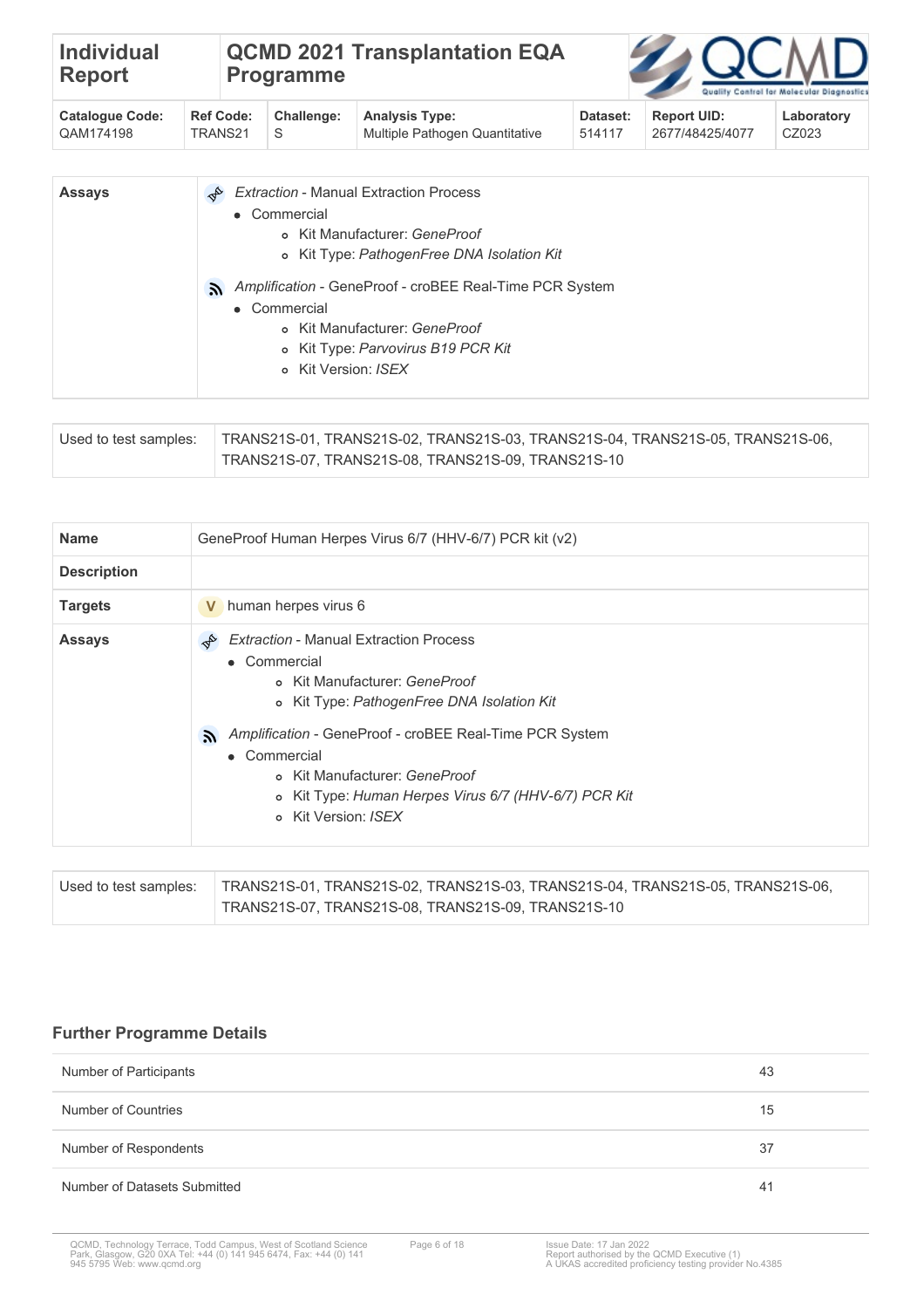| Individual Report | QCMD 2021 Transplantation EQA Programme |
|---|---|

| Catalogue Code: | Ref Code: | Challenge: | Analysis Type: | Dataset: | Report UID: | Laboratory |
|---|---|---|---|---|---|---|
| QAM174198 | TRANS21 | S | Multiple Pathogen Quantitative | 514117 | 2677/48425/4077 | CZ023 |

| | |
|---|---|
| **Assays** | *Extraction* - Manual Extraction Process<br>• Commercial<br>  ◦ Kit Manufacturer: *GeneProof*<br>  ◦ Kit Type: *PathogenFree DNA Isolation Kit*<br><br>*Amplification* - GeneProof - croBEE Real-Time PCR System<br>• Commercial<br>  ◦ Kit Manufacturer: *GeneProof*<br>  ◦ Kit Type: *Parvovirus B19 PCR Kit*<br>  ◦ Kit Version: *ISEX* |

| | |
|---|---|
| Used to test samples: | TRANS21S-01, TRANS21S-02, TRANS21S-03, TRANS21S-04, TRANS21S-05, TRANS21S-06, TRANS21S-07, TRANS21S-08, TRANS21S-09, TRANS21S-10 |

| | |
|---|---|
| **Name** | GeneProof Human Herpes Virus 6/7 (HHV-6/7) PCR kit (v2) |
| **Description** | |
| **Targets** | V human herpes virus 6 |
| **Assays** | *Extraction* - Manual Extraction Process<br>• Commercial<br>  ◦ Kit Manufacturer: *GeneProof*<br>  ◦ Kit Type: *PathogenFree DNA Isolation Kit*<br><br>*Amplification* - GeneProof - croBEE Real-Time PCR System<br>• Commercial<br>  ◦ Kit Manufacturer: *GeneProof*<br>  ◦ Kit Type: *Human Herpes Virus 6/7 (HHV-6/7) PCR Kit*<br>  ◦ Kit Version: *ISEX* |

| | |
|---|---|
| Used to test samples: | TRANS21S-01, TRANS21S-02, TRANS21S-03, TRANS21S-04, TRANS21S-05, TRANS21S-06, TRANS21S-07, TRANS21S-08, TRANS21S-09, TRANS21S-10 |

## Further Programme Details

| | |
|---|---|
| Number of Participants | 43 |
| Number of Countries | 15 |
| Number of Respondents | 37 |
| Number of Datasets Submitted | 41 |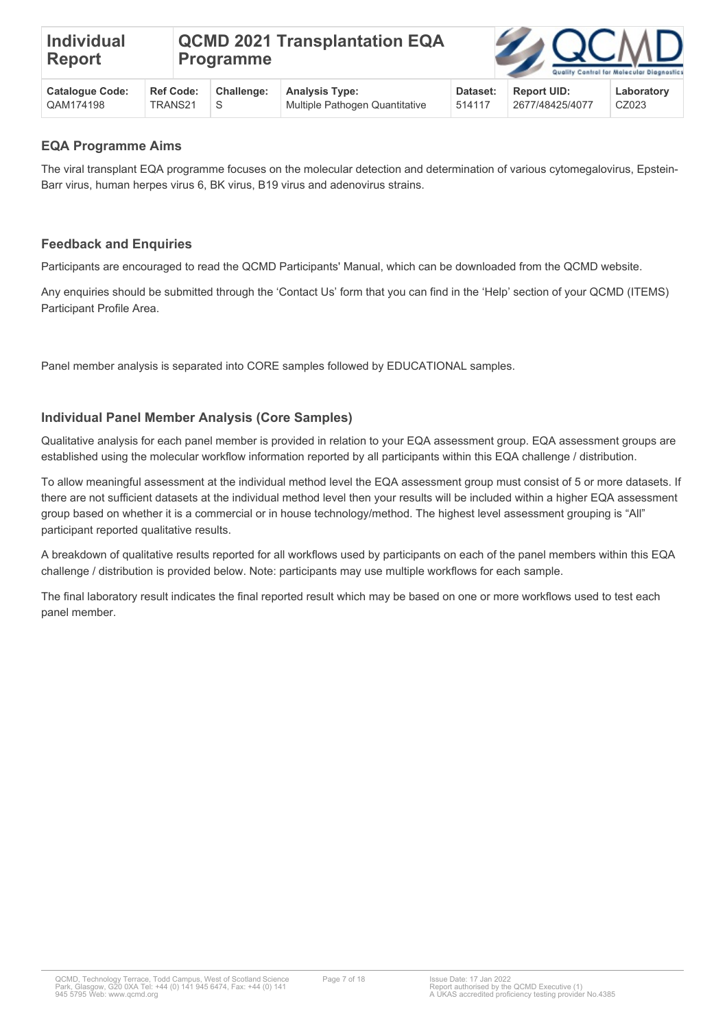| Individual Report | QCMD 2021 Transplantation EQA Programme | | | | | |
|---|---|---|---|---|---|---|
| **Catalogue Code:** QAM174198 | **Ref Code:** TRANS21 | **Challenge:** S | **Analysis Type:** Multiple Pathogen Quantitative | **Dataset:** 514117 | **Report UID:** 2677/48425/4077 | **Laboratory** CZ023 |

### EQA Programme Aims

The viral transplant EQA programme focuses on the molecular detection and determination of various cytomegalovirus, Epstein-Barr virus, human herpes virus 6, BK virus, B19 virus and adenovirus strains.

### Feedback and Enquiries

Participants are encouraged to read the QCMD Participants' Manual, which can be downloaded from the QCMD website.

Any enquiries should be submitted through the 'Contact Us' form that you can find in the 'Help' section of your QCMD (ITEMS) Participant Profile Area.

Panel member analysis is separated into CORE samples followed by EDUCATIONAL samples.

### Individual Panel Member Analysis (Core Samples)

Qualitative analysis for each panel member is provided in relation to your EQA assessment group. EQA assessment groups are established using the molecular workflow information reported by all participants within this EQA challenge / distribution.

To allow meaningful assessment at the individual method level the EQA assessment group must consist of 5 or more datasets. If there are not sufficient datasets at the individual method level then your results will be included within a higher EQA assessment group based on whether it is a commercial or in house technology/method. The highest level assessment grouping is "All" participant reported qualitative results.

A breakdown of qualitative results reported for all workflows used by participants on each of the panel members within this EQA challenge / distribution is provided below. Note: participants may use multiple workflows for each sample.

The final laboratory result indicates the final reported result which may be based on one or more workflows used to test each panel member.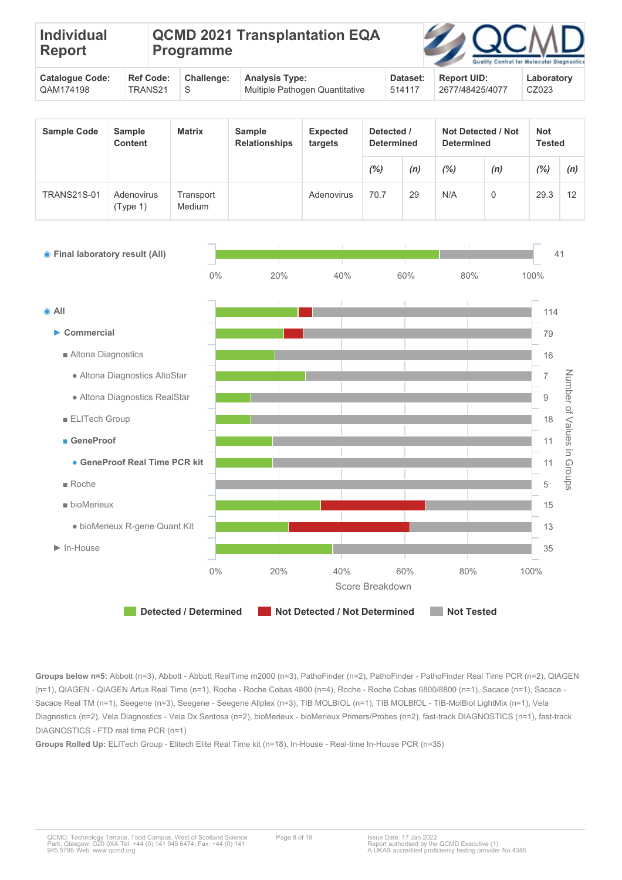| Individual Report | QCMD 2021 Transplantation EQA Programme |
|---|---|

| Catalogue Code: | Ref Code: | Challenge: | Analysis Type: | Dataset: | Report UID: | Laboratory |
|---|---|---|---|---|---|---|
| QAM174198 | TRANS21 | S | Multiple Pathogen Quantitative | 514117 | 2677/48425/4077 | CZ023 |

| Sample Code | Sample Content | Matrix | Sample Relationships | Expected targets | Detected / Determined | | Not Detected / Not Determined | | Not Tested | |
|---|---|---|---|---|---|---|---|---|---|---|
| | | | | | (%) | (n) | (%) | (n) | (%) | (n) |
| TRANS21S-01 | Adenovirus (Type 1) | Transport Medium | | Adenovirus | 70.7 | 29 | N/A | 0 | 29.3 | 12 |

| Group | Number of Values in Groups |
|---|---|
| Final laboratory result (All) | 41 |
| All | 114 |
| Commercial | 79 |
| Altona Diagnostics | 16 |
| Altona Diagnostics AltoStar | 7 |
| Altona Diagnostics RealStar | 9 |
| ELITech Group | 18 |
| GeneProof | 11 |
| GeneProof Real Time PCR kit | 11 |
| Roche | 5 |
| bioMerieux | 15 |
| bioMerieux R-gene Quant Kit | 13 |
| In-House | 35 |

Score Breakdown: Detected / Determined, Not Detected / Not Determined, Not Tested

**Groups below n=5:** Abbott (n=3), Abbott - Abbott RealTime m2000 (n=3), PathoFinder (n=2), PathoFinder - PathoFinder Real Time PCR (n=2), QIAGEN (n=1), QIAGEN - QIAGEN Artus Real Time (n=1), Roche - Roche Cobas 4800 (n=4), Roche - Roche Cobas 6800/8800 (n=1), Sacace (n=1), Sacace - Sacace Real TM (n=1), Seegene (n=3), Seegene - Seegene Allplex (n=3), TIB MOLBIOL (n=1), TIB MOLBIOL - TIB-MolBiol LightMix (n=1), Vela Diagnostics (n=2), Vela Diagnostics - Vela Dx Sentosa (n=2), bioMerieux - bioMerieux Primers/Probes (n=2), fast-track DIAGNOSTICS (n=1), fast-track DIAGNOSTICS - FTD real time PCR (n=1)

**Groups Rolled Up:** ELITech Group - Elitech Elite Real Time kit (n=18), In-House - Real-time In-House PCR (n=35)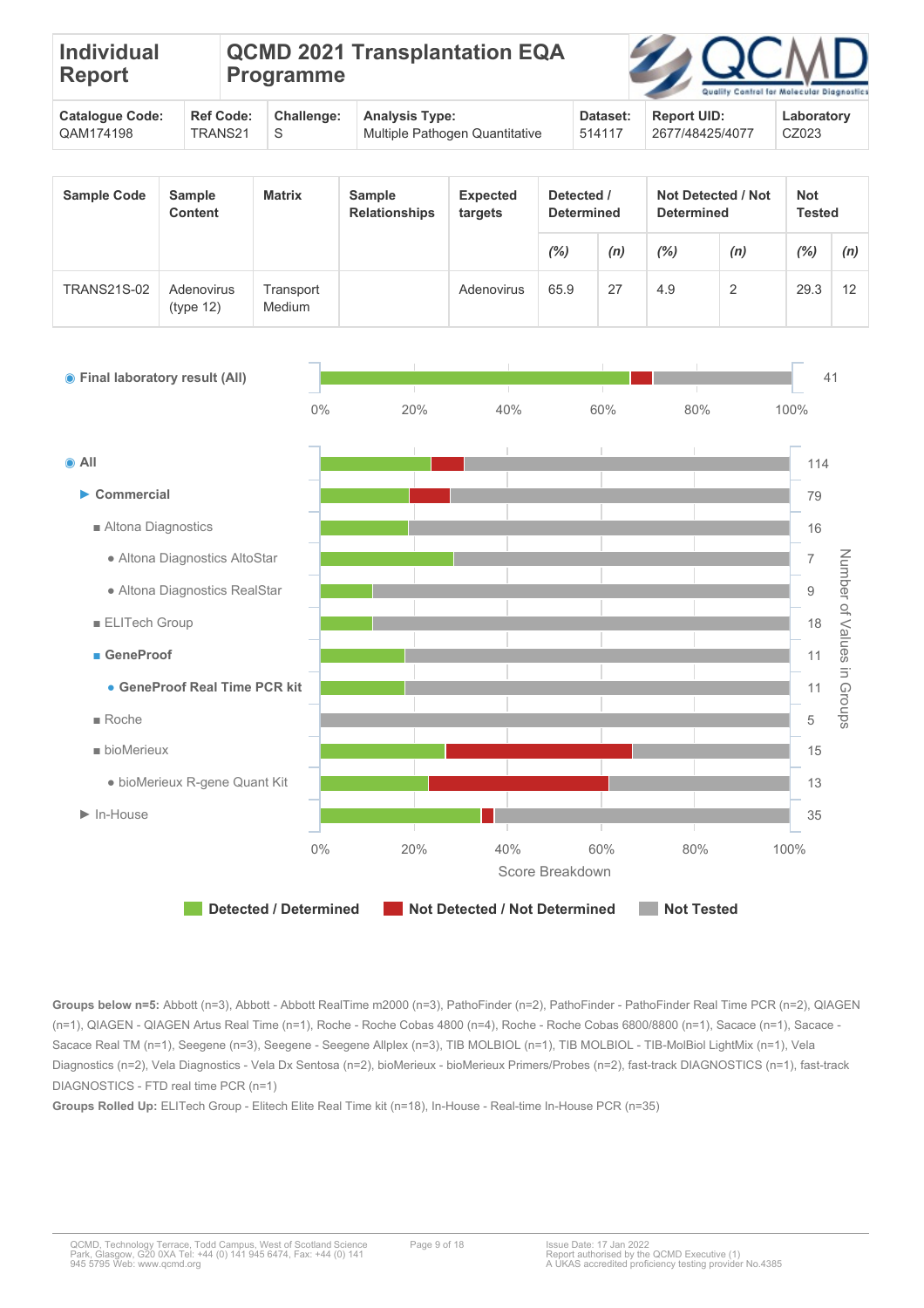# Individual Report

## QCMD 2021 Transplantation EQA Programme

| Catalogue Code: | Ref Code: | Challenge: | Analysis Type: | Dataset: | Report UID: | Laboratory |
|---|---|---|---|---|---|---|
| QAM174198 | TRANS21 | S | Multiple Pathogen Quantitative | 514117 | 2677/48425/4077 | CZ023 |

| Sample Code | Sample Content | Matrix | Sample Relationships | Expected targets | Detected / Determined | | Not Detected / Not Determined | | Not Tested | |
|---|---|---|---|---|---|---|---|---|---|---|
| | | | | | *(%)* | *(n)* | *(%)* | *(n)* | *(%)* | *(n)* |
| TRANS21S-02 | Adenovirus (type 12) | Transport Medium | | Adenovirus | 65.9 | 27 | 4.9 | 2 | 29.3 | 12 |

| Group | Number of Values in Groups |
|---|---|
| Final laboratory result (All) | 41 |
| All | 114 |
| Commercial | 79 |
| Altona Diagnostics | 16 |
| Altona Diagnostics AltoStar | 7 |
| Altona Diagnostics RealStar | 9 |
| ELITech Group | 18 |
| GeneProof | 11 |
| GeneProof Real Time PCR kit | 11 |
| Roche | 5 |
| bioMerieux | 15 |
| bioMerieux R-gene Quant Kit | 13 |
| In-House | 35 |

Score Breakdown: Detected / Determined, Not Detected / Not Determined, Not Tested

**Groups below n=5:** Abbott (n=3), Abbott - Abbott RealTime m2000 (n=3), PathoFinder (n=2), PathoFinder - PathoFinder Real Time PCR (n=2), QIAGEN (n=1), QIAGEN - QIAGEN Artus Real Time (n=1), Roche - Roche Cobas 4800 (n=4), Roche - Roche Cobas 6800/8800 (n=1), Sacace (n=1), Sacace - Sacace Real TM (n=1), Seegene (n=3), Seegene - Seegene Allplex (n=3), TIB MOLBIOL (n=1), TIB MOLBIOL - TIB-MolBiol LightMix (n=1), Vela Diagnostics (n=2), Vela Diagnostics - Vela Dx Sentosa (n=2), bioMerieux - bioMerieux Primers/Probes (n=2), fast-track DIAGNOSTICS (n=1), fast-track DIAGNOSTICS - FTD real time PCR (n=1)

**Groups Rolled Up:** ELITech Group - Elitech Elite Real Time kit (n=18), In-House - Real-time In-House PCR (n=35)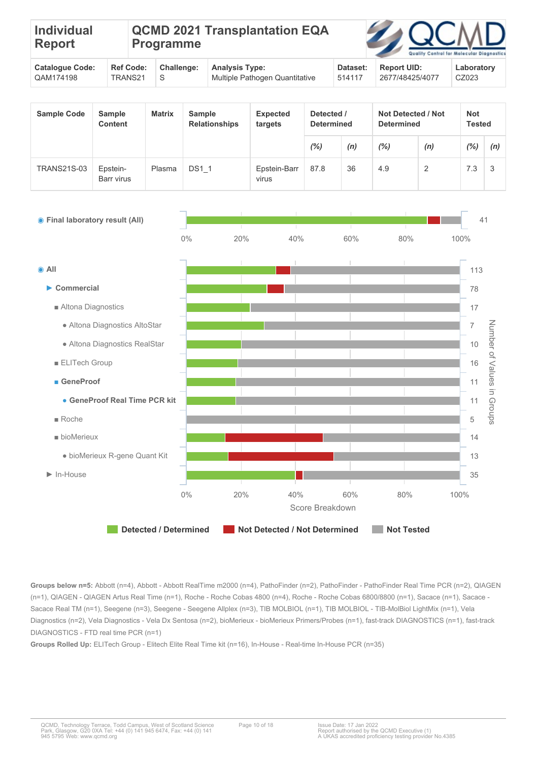| Individual Report | QCMD 2021 Transplantation EQA Programme | | | | | |
|---|---|---|---|---|---|---|
| **Catalogue Code:** QAM174198 | **Ref Code:** TRANS21 | **Challenge:** S | **Analysis Type:** Multiple Pathogen Quantitative | **Dataset:** 514117 | **Report UID:** 2677/48425/4077 | **Laboratory** CZ023 |

| Sample Code | Sample Content | Matrix | Sample Relationships | Expected targets | Detected / Determined | | Not Detected / Not Determined | | Not Tested | |
|---|---|---|---|---|---|---|---|---|---|---|
| | | | | | *(%)* | *(n)* | *(%)* | *(n)* | *(%)* | *(n)* |
| TRANS21S-03 | Epstein-Barr virus | Plasma | DS1_1 | Epstein-Barr virus | 87.8 | 36 | 4.9 | 2 | 7.3 | 3 |

**Final laboratory result (All)** — 41

| Group | Number of Values in Groups |
|---|---|
| **All** | 113 |
| **Commercial** | 78 |
| Altona Diagnostics | 17 |
| Altona Diagnostics AltoStar | 7 |
| Altona Diagnostics RealStar | 10 |
| ELITech Group | 16 |
| **GeneProof** | 11 |
| **GeneProof Real Time PCR kit** | 11 |
| Roche | 5 |
| bioMerieux | 14 |
| bioMerieux R-gene Quant Kit | 13 |
| In-House | 35 |

Score Breakdown

Detected / Determined | Not Detected / Not Determined | Not Tested

**Groups below n=5:** Abbott (n=4), Abbott - Abbott RealTime m2000 (n=4), PathoFinder (n=2), PathoFinder - PathoFinder Real Time PCR (n=2), QIAGEN (n=1), QIAGEN - QIAGEN Artus Real Time (n=1), Roche - Roche Cobas 4800 (n=4), Roche - Roche Cobas 6800/8800 (n=1), Sacace (n=1), Sacace - Sacace Real TM (n=1), Seegene (n=3), Seegene - Seegene Allplex (n=3), TIB MOLBIOL (n=1), TIB MOLBIOL - TIB-MolBiol LightMix (n=1), Vela Diagnostics (n=2), Vela Diagnostics - Vela Dx Sentosa (n=2), bioMerieux - bioMerieux Primers/Probes (n=1), fast-track DIAGNOSTICS (n=1), fast-track DIAGNOSTICS - FTD real time PCR (n=1)

**Groups Rolled Up:** ELITech Group - Elitech Elite Real Time kit (n=16), In-House - Real-time In-House PCR (n=35)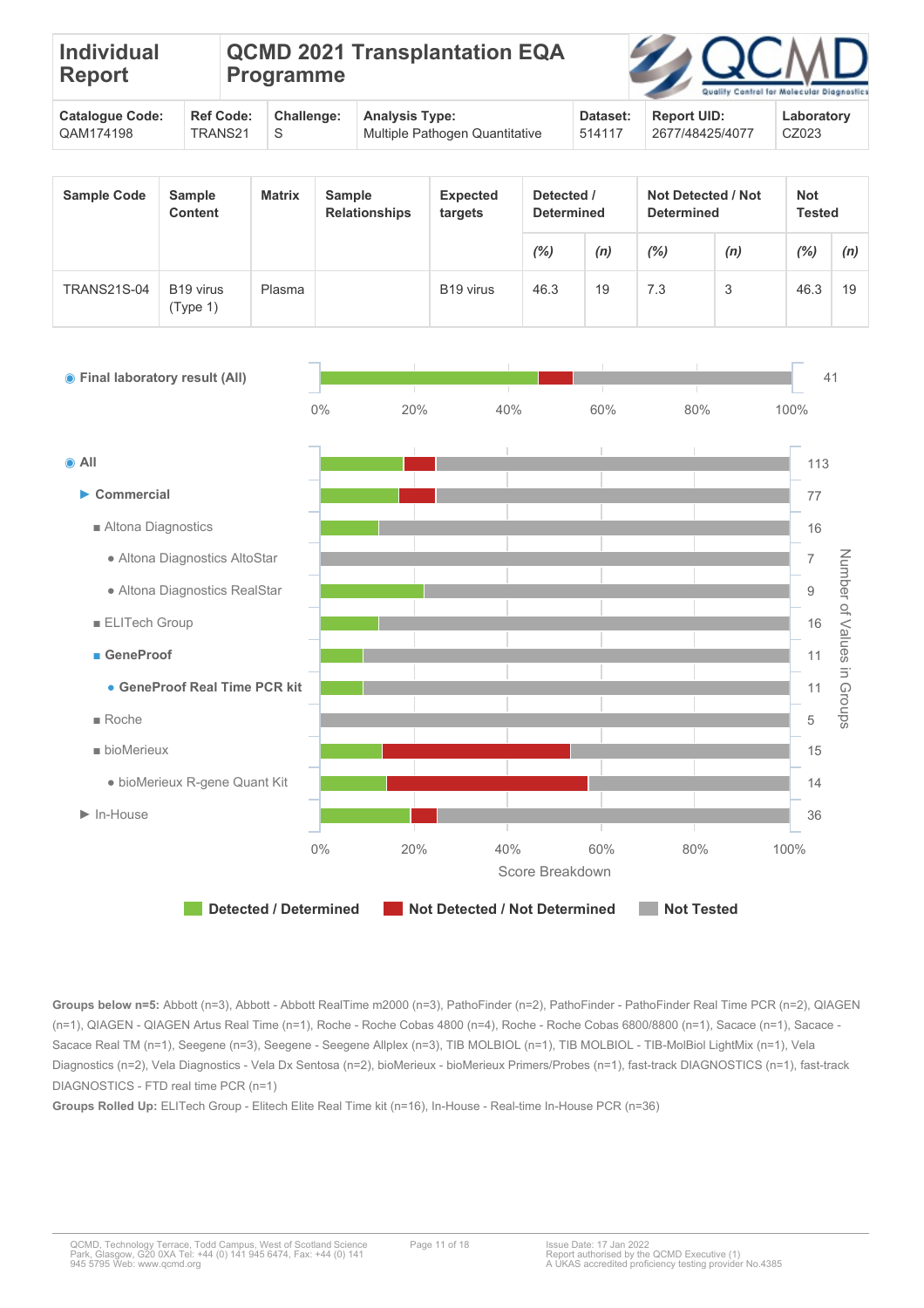# Individual Report

## QCMD 2021 Transplantation EQA Programme

| Catalogue Code: | Ref Code: | Challenge: | Analysis Type: | Dataset: | Report UID: | Laboratory |
|---|---|---|---|---|---|---|
| QAM174198 | TRANS21 | S | Multiple Pathogen Quantitative | 514117 | 2677/48425/4077 | CZ023 |

| Sample Code | Sample Content | Matrix | Sample Relationships | Expected targets | Detected / Determined | | Not Detected / Not Determined | | Not Tested | |
|---|---|---|---|---|---|---|---|---|---|---|
| | | | | | (%) | (n) | (%) | (n) | (%) | (n) |
| TRANS21S-04 | B19 virus (Type 1) | Plasma | | B19 virus | 46.3 | 19 | 7.3 | 3 | 46.3 | 19 |

◉ Final laboratory result (All) — 41

◉ All — 113
- ▶ Commercial — 77
  - ■ Altona Diagnostics — 16
    - ● Altona Diagnostics AltoStar — 7
    - ● Altona Diagnostics RealStar — 9
  - ■ ELITech Group — 16
  - ■ GeneProof — 11
    - ● GeneProof Real Time PCR kit — 11
  - ■ Roche — 5
  - ■ bioMerieux — 15
    - ● bioMerieux R-gene Quant Kit — 14
- ▶ In-House — 36

Score Breakdown (0%–100%); Number of Values in Groups

Detected / Determined | Not Detected / Not Determined | Not Tested

**Groups below n=5:** Abbott (n=3), Abbott - Abbott RealTime m2000 (n=3), PathoFinder (n=2), PathoFinder - PathoFinder Real Time PCR (n=2), QIAGEN (n=1), QIAGEN - QIAGEN Artus Real Time (n=1), Roche - Roche Cobas 4800 (n=4), Roche - Roche Cobas 6800/8800 (n=1), Sacace (n=1), Sacace - Sacace Real TM (n=1), Seegene (n=3), Seegene - Seegene Allplex (n=3), TIB MOLBIOL (n=1), TIB MOLBIOL - TIB-MolBiol LightMix (n=1), Vela Diagnostics (n=2), Vela Diagnostics - Vela Dx Sentosa (n=2), bioMerieux - bioMerieux Primers/Probes (n=1), fast-track DIAGNOSTICS (n=1), fast-track DIAGNOSTICS - FTD real time PCR (n=1)

**Groups Rolled Up:** ELITech Group - Elitech Elite Real Time kit (n=16), In-House - Real-time In-House PCR (n=36)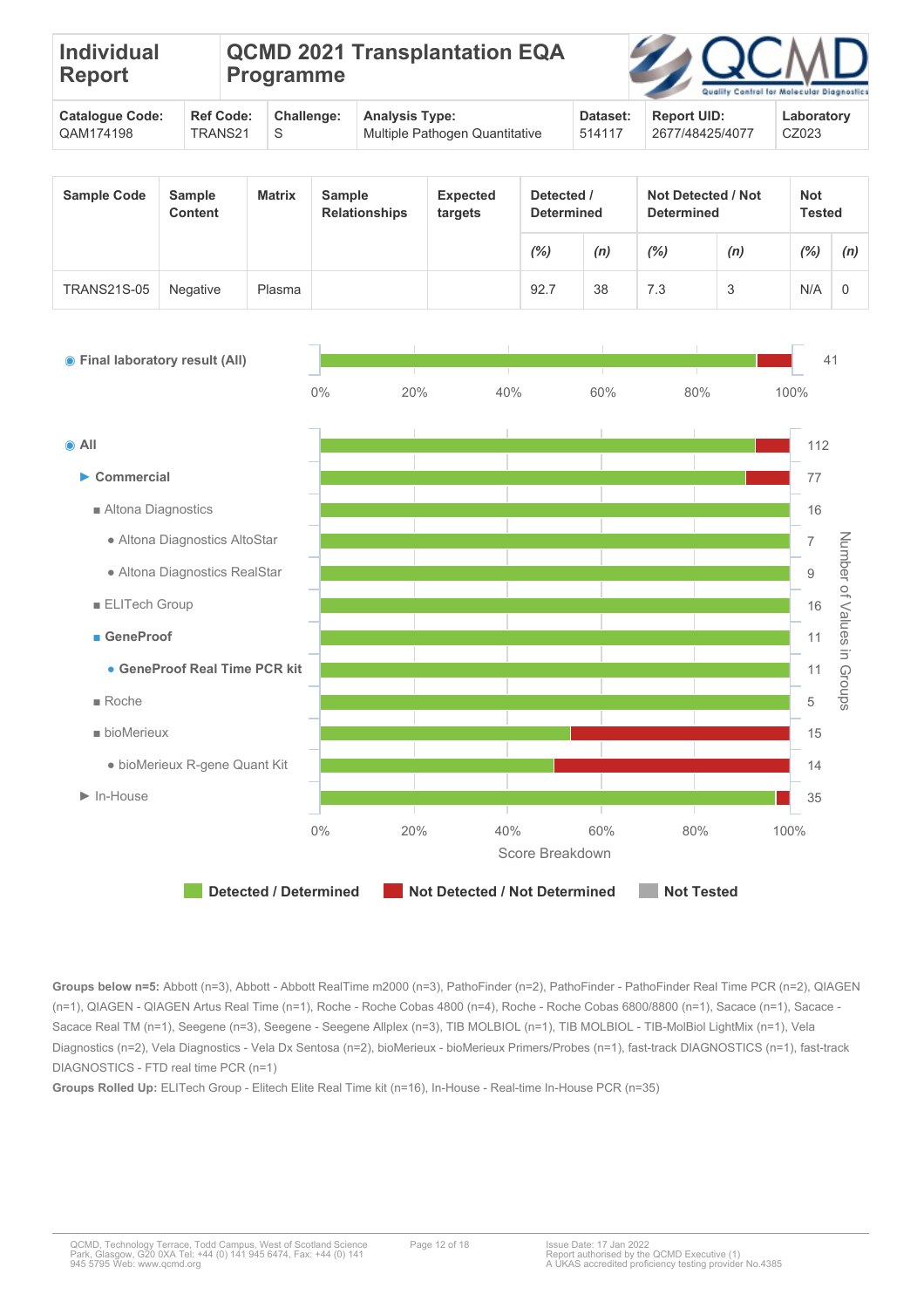| Individual Report | QCMD 2021 Transplantation EQA Programme | | | | | |
|---|---|---|---|---|---|---|
| **Catalogue Code:** QAM174198 | **Ref Code:** TRANS21 | **Challenge:** S | **Analysis Type:** Multiple Pathogen Quantitative | **Dataset:** 514117 | **Report UID:** 2677/48425/4077 | **Laboratory** CZ023 |

| Sample Code | Sample Content | Matrix | Sample Relationships | Expected targets | Detected / Determined | | Not Detected / Not Determined | | Not Tested | |
|---|---|---|---|---|---|---|---|---|---|---|
| | | | | | *(%)* | *(n)* | *(%)* | *(n)* | *(%)* | *(n)* |
| TRANS21S-05 | Negative | Plasma | | | 92.7 | 38 | 7.3 | 3 | N/A | 0 |

◉ **Final laboratory result (All)** — 41

◉ **All** — 112
- ▶ **Commercial** — 77
  - ■ Altona Diagnostics — 16
    - ● Altona Diagnostics AltoStar — 7
    - ● Altona Diagnostics RealStar — 9
  - ■ ELITech Group — 16
  - ■ **GeneProof** — 11
    - ● **GeneProof Real Time PCR kit** — 11
  - ■ Roche — 5
  - ■ bioMerieux — 15
    - ● bioMerieux R-gene Quant Kit — 14
- ▶ In-House — 35

Score Breakdown (0%–100%); Number of Values in Groups

Detected / Determined | Not Detected / Not Determined | Not Tested

**Groups below n=5:** Abbott (n=3), Abbott - Abbott RealTime m2000 (n=3), PathoFinder (n=2), PathoFinder - PathoFinder Real Time PCR (n=2), QIAGEN (n=1), QIAGEN - QIAGEN Artus Real Time (n=1), Roche - Roche Cobas 4800 (n=4), Roche - Roche Cobas 6800/8800 (n=1), Sacace (n=1), Sacace - Sacace Real TM (n=1), Seegene (n=3), Seegene - Seegene Allplex (n=3), TIB MOLBIOL (n=1), TIB MOLBIOL - TIB-MolBiol LightMix (n=1), Vela Diagnostics (n=2), Vela Diagnostics - Vela Dx Sentosa (n=2), bioMerieux - bioMerieux Primers/Probes (n=1), fast-track DIAGNOSTICS (n=1), fast-track DIAGNOSTICS - FTD real time PCR (n=1)

**Groups Rolled Up:** ELITech Group - Elitech Elite Real Time kit (n=16), In-House - Real-time In-House PCR (n=35)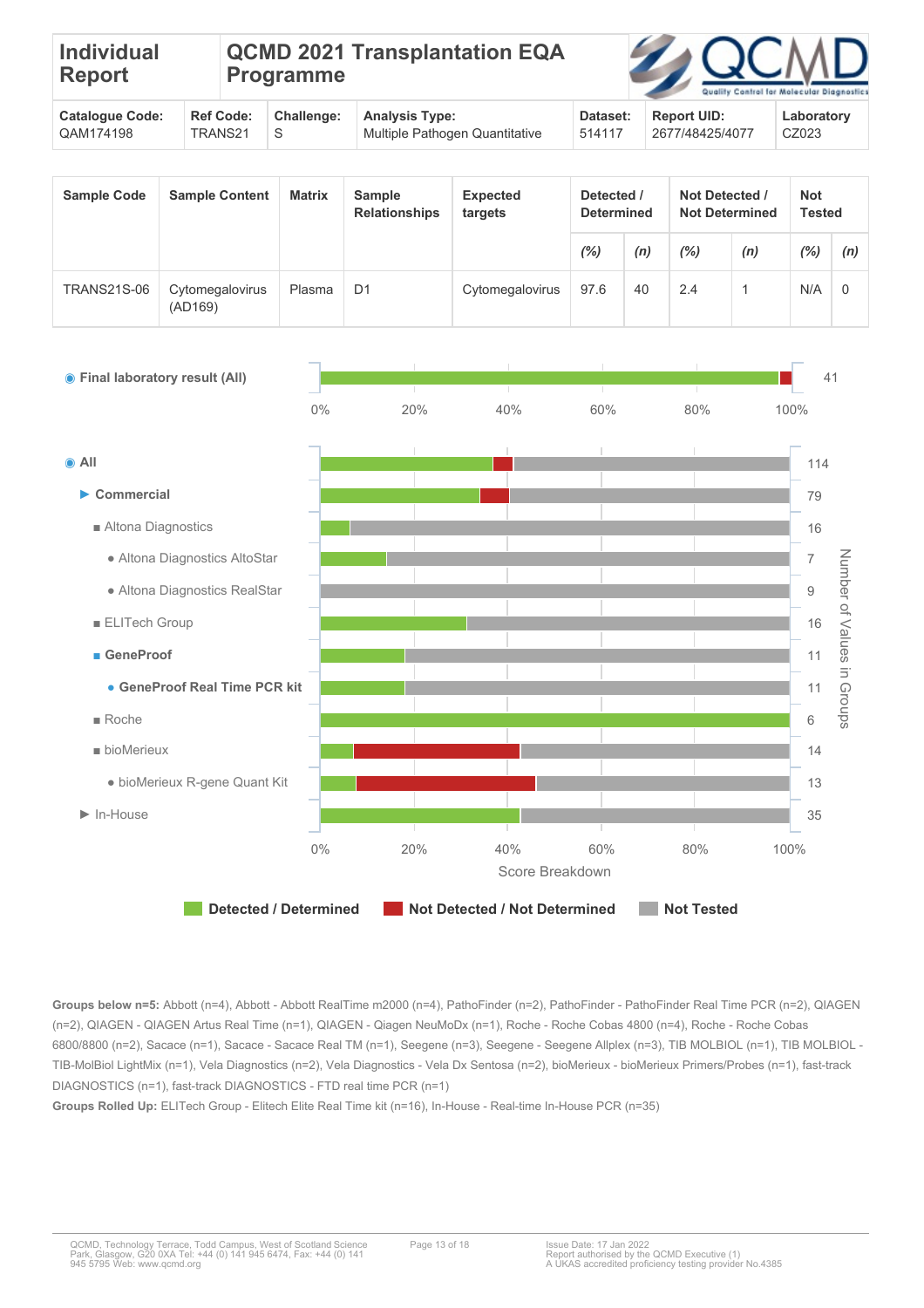# Individual Report

## QCMD 2021 Transplantation EQA Programme

| Catalogue Code: | Ref Code: | Challenge: | Analysis Type: | Dataset: | Report UID: | Laboratory |
|---|---|---|---|---|---|---|
| QAM174198 | TRANS21 | S | Multiple Pathogen Quantitative | 514117 | 2677/48425/4077 | CZ023 |

| Sample Code | Sample Content | Matrix | Sample Relationships | Expected targets | Detected / Determined | | Not Detected / Not Determined | | Not Tested | |
|---|---|---|---|---|---|---|---|---|---|---|
| | | | | | (%) | (n) | (%) | (n) | (%) | (n) |
| TRANS21S-06 | Cytomegalovirus (AD169) | Plasma | D1 | Cytomegalovirus | 97.6 | 40 | 2.4 | 1 | N/A | 0 |

| Group | Number of Values in Groups |
|---|---|
| Final laboratory result (All) | 41 |
| All | 114 |
| Commercial | 79 |
| Altona Diagnostics | 16 |
| Altona Diagnostics AltoStar | 7 |
| Altona Diagnostics RealStar | 9 |
| ELITech Group | 16 |
| GeneProof | 11 |
| GeneProof Real Time PCR kit | 11 |
| Roche | 6 |
| bioMerieux | 14 |
| bioMerieux R-gene Quant Kit | 13 |
| In-House | 35 |

Score Breakdown

Detected / Determined | Not Detected / Not Determined | Not Tested

**Groups below n=5:** Abbott (n=4), Abbott - Abbott RealTime m2000 (n=4), PathoFinder (n=2), PathoFinder - PathoFinder Real Time PCR (n=2), QIAGEN (n=2), QIAGEN - QIAGEN Artus Real Time (n=1), QIAGEN - Qiagen NeuMoDx (n=1), Roche - Roche Cobas 4800 (n=4), Roche - Roche Cobas 6800/8800 (n=2), Sacace (n=1), Sacace - Sacace Real TM (n=1), Seegene (n=3), Seegene - Seegene Allplex (n=3), TIB MOLBIOL (n=1), TIB MOLBIOL - TIB-MolBiol LightMix (n=1), Vela Diagnostics (n=2), Vela Diagnostics - Vela Dx Sentosa (n=2), bioMerieux - bioMerieux Primers/Probes (n=1), fast-track DIAGNOSTICS (n=1), fast-track DIAGNOSTICS - FTD real time PCR (n=1)

**Groups Rolled Up:** ELITech Group - Elitech Elite Real Time kit (n=16), In-House - Real-time In-House PCR (n=35)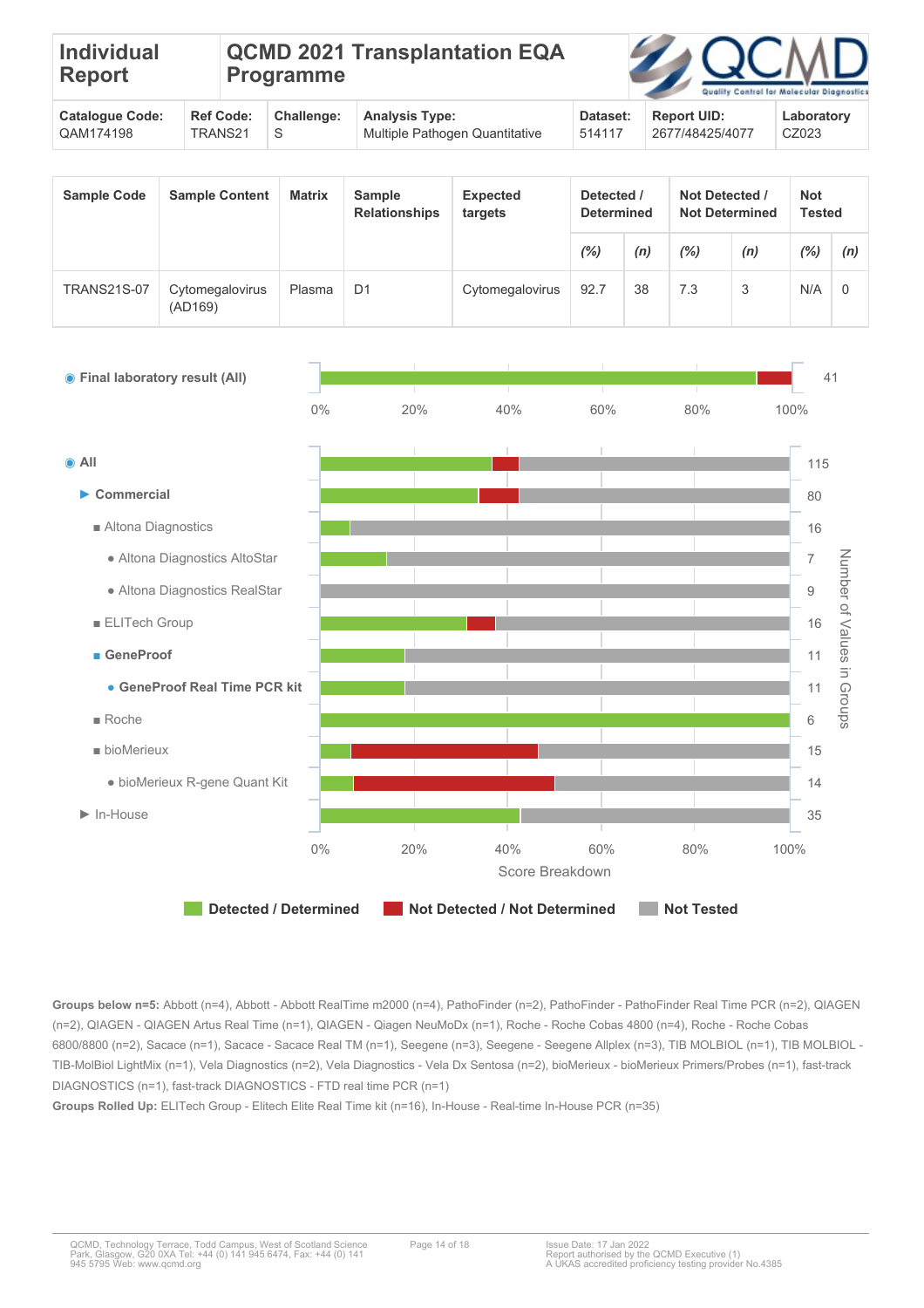# Individual Report

## QCMD 2021 Transplantation EQA Programme

| Catalogue Code: | Ref Code: | Challenge: | Analysis Type: | Dataset: | Report UID: | Laboratory |
|---|---|---|---|---|---|---|
| QAM174198 | TRANS21 | S | Multiple Pathogen Quantitative | 514117 | 2677/48425/4077 | CZ023 |

| Sample Code | Sample Content | Matrix | Sample Relationships | Expected targets | Detected / Determined | | Not Detected / Not Determined | | Not Tested | |
|---|---|---|---|---|---|---|---|---|---|---|
| | | | | | (%) | (n) | (%) | (n) | (%) | (n) |
| TRANS21S-07 | Cytomegalovirus (AD169) | Plasma | D1 | Cytomegalovirus | 92.7 | 38 | 7.3 | 3 | N/A | 0 |

| Group | Number of Values in Groups |
|---|---|
| Final laboratory result (All) | 41 |
| All | 115 |
| Commercial | 80 |
| Altona Diagnostics | 16 |
| Altona Diagnostics AltoStar | 7 |
| Altona Diagnostics RealStar | 9 |
| ELITech Group | 16 |
| GeneProof | 11 |
| GeneProof Real Time PCR kit | 11 |
| Roche | 6 |
| bioMerieux | 15 |
| bioMerieux R-gene Quant Kit | 14 |
| In-House | 35 |

Score Breakdown: Detected / Determined, Not Detected / Not Determined, Not Tested

**Groups below n=5:** Abbott (n=4), Abbott - Abbott RealTime m2000 (n=4), PathoFinder (n=2), PathoFinder - PathoFinder Real Time PCR (n=2), QIAGEN (n=2), QIAGEN - QIAGEN Artus Real Time (n=1), QIAGEN - Qiagen NeuMoDx (n=1), Roche - Roche Cobas 4800 (n=4), Roche - Roche Cobas 6800/8800 (n=2), Sacace (n=1), Sacace - Sacace Real TM (n=1), Seegene (n=3), Seegene - Seegene Allplex (n=3), TIB MOLBIOL (n=1), TIB MOLBIOL - TIB-MolBiol LightMix (n=1), Vela Diagnostics (n=2), Vela Diagnostics - Vela Dx Sentosa (n=2), bioMerieux - bioMerieux Primers/Probes (n=1), fast-track DIAGNOSTICS (n=1), fast-track DIAGNOSTICS - FTD real time PCR (n=1)

**Groups Rolled Up:** ELITech Group - Elitech Elite Real Time kit (n=16), In-House - Real-time In-House PCR (n=35)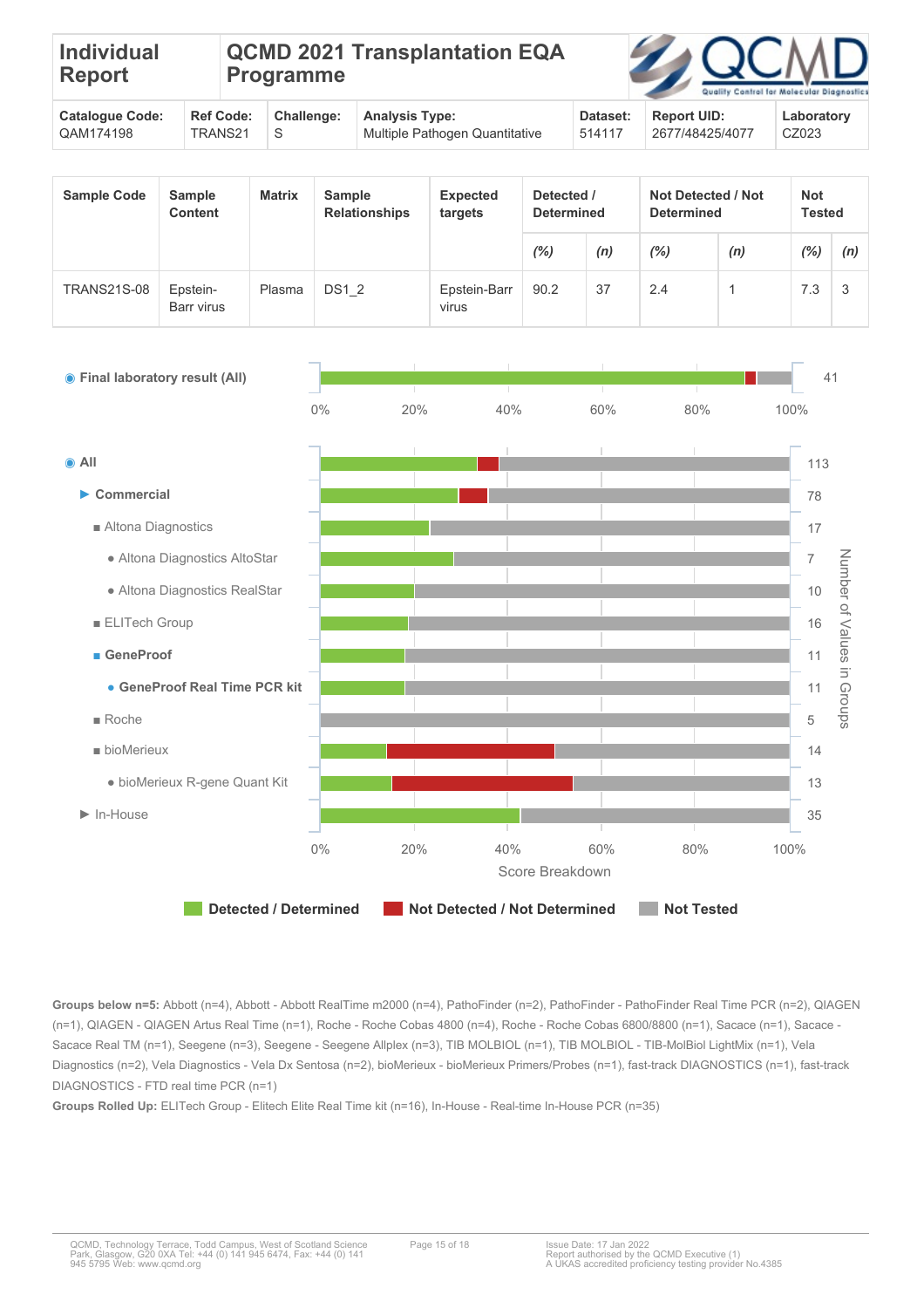| Individual Report | QCMD 2021 Transplantation EQA Programme | | | | | |
|---|---|---|---|---|---|---|
| **Catalogue Code:** QAM174198 | **Ref Code:** TRANS21 | **Challenge:** S | **Analysis Type:** Multiple Pathogen Quantitative | **Dataset:** 514117 | **Report UID:** 2677/48425/4077 | **Laboratory** CZ023 |

| Sample Code | Sample Content | Matrix | Sample Relationships | Expected targets | Detected / Determined | | Not Detected / Not Determined | | Not Tested | |
|---|---|---|---|---|---|---|---|---|---|---|
| | | | | | (%) | (n) | (%) | (n) | (%) | (n) |
| TRANS21S-08 | Epstein-Barr virus | Plasma | DS1_2 | Epstein-Barr virus | 90.2 | 37 | 2.4 | 1 | 7.3 | 3 |

◉ Final laboratory result (All) — 41

| Group | Number of Values in Groups |
|---|---|
| ◉ All | 113 |
| ▶ Commercial | 78 |
| ■ Altona Diagnostics | 17 |
| ● Altona Diagnostics AltoStar | 7 |
| ● Altona Diagnostics RealStar | 10 |
| ■ ELITech Group | 16 |
| ■ GeneProof | 11 |
| ● GeneProof Real Time PCR kit | 11 |
| ■ Roche | 5 |
| ■ bioMerieux | 14 |
| ● bioMerieux R-gene Quant Kit | 13 |
| ▶ In-House | 35 |

Score Breakdown

Detected / Determined | Not Detected / Not Determined | Not Tested

**Groups below n=5:** Abbott (n=4), Abbott - Abbott RealTime m2000 (n=4), PathoFinder (n=2), PathoFinder - PathoFinder Real Time PCR (n=2), QIAGEN (n=1), QIAGEN - QIAGEN Artus Real Time (n=1), Roche - Roche Cobas 4800 (n=4), Roche - Roche Cobas 6800/8800 (n=1), Sacace (n=1), Sacace - Sacace Real TM (n=1), Seegene (n=3), Seegene - Seegene Allplex (n=3), TIB MOLBIOL (n=1), TIB MOLBIOL - TIB-MolBiol LightMix (n=1), Vela Diagnostics (n=2), Vela Diagnostics - Vela Dx Sentosa (n=2), bioMerieux - bioMerieux Primers/Probes (n=1), fast-track DIAGNOSTICS (n=1), fast-track DIAGNOSTICS - FTD real time PCR (n=1)

**Groups Rolled Up:** ELITech Group - Elitech Elite Real Time kit (n=16), In-House - Real-time In-House PCR (n=35)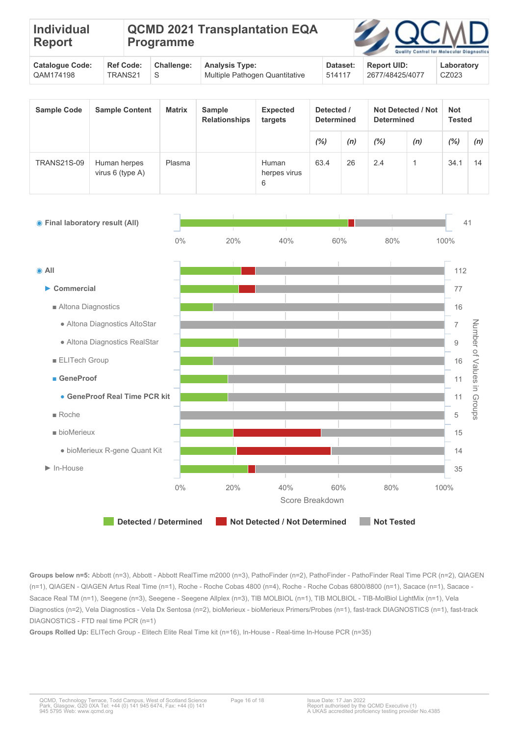# Individual Report

## QCMD 2021 Transplantation EQA Programme

| Catalogue Code: | Ref Code: | Challenge: | Analysis Type: | Dataset: | Report UID: | Laboratory |
|---|---|---|---|---|---|---|
| QAM174198 | TRANS21 | S | Multiple Pathogen Quantitative | 514117 | 2677/48425/4077 | CZ023 |

| Sample Code | Sample Content | Matrix | Sample Relationships | Expected targets | Detected / Determined | | Not Detected / Not Determined | | Not Tested | |
|---|---|---|---|---|---|---|---|---|---|---|
| | | | | | (%) | (n) | (%) | (n) | (%) | (n) |
| TRANS21S-09 | Human herpes virus 6 (type A) | Plasma | | Human herpes virus 6 | 63.4 | 26 | 2.4 | 1 | 34.1 | 14 |

◉ Final laboratory result (All) — 41

◉ All — 112
- ▶ Commercial — 77
  - ■ Altona Diagnostics — 16
    - ● Altona Diagnostics AltoStar — 7
    - ● Altona Diagnostics RealStar — 9
  - ■ ELITech Group — 16
  - ■ **GeneProof** — 11
    - ● **GeneProof Real Time PCR kit** — 11
  - ■ Roche — 5
  - ■ bioMerieux — 15
    - ● bioMerieux R-gene Quant Kit — 14
- ▶ In-House — 35

Score Breakdown (0%–100%); Number of Values in Groups

Detected / Determined | Not Detected / Not Determined | Not Tested

**Groups below n=5:** Abbott (n=3), Abbott - Abbott RealTime m2000 (n=3), PathoFinder (n=2), PathoFinder - PathoFinder Real Time PCR (n=2), QIAGEN (n=1), QIAGEN - QIAGEN Artus Real Time (n=1), Roche - Roche Cobas 4800 (n=4), Roche - Roche Cobas 6800/8800 (n=1), Sacace (n=1), Sacace - Sacace Real TM (n=1), Seegene (n=3), Seegene - Seegene Allplex (n=3), TIB MOLBIOL (n=1), TIB MOLBIOL - TIB-MolBiol LightMix (n=1), Vela Diagnostics (n=2), Vela Diagnostics - Vela Dx Sentosa (n=2), bioMerieux - bioMerieux Primers/Probes (n=1), fast-track DIAGNOSTICS (n=1), fast-track DIAGNOSTICS - FTD real time PCR (n=1)

**Groups Rolled Up:** ELITech Group - Elitech Elite Real Time kit (n=16), In-House - Real-time In-House PCR (n=35)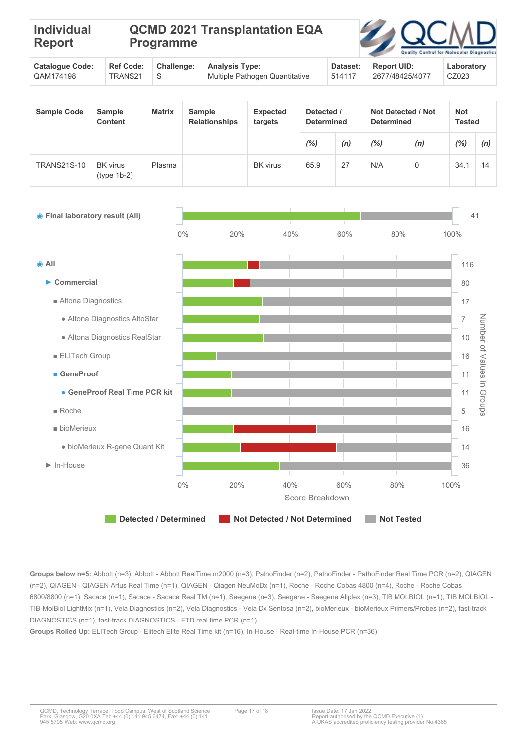| Individual Report | QCMD 2021 Transplantation EQA Programme | | | | | |
|---|---|---|---|---|---|---|
| **Catalogue Code:** QAM174198 | **Ref Code:** TRANS21 | **Challenge:** S | **Analysis Type:** Multiple Pathogen Quantitative | **Dataset:** 514117 | **Report UID:** 2677/48425/4077 | **Laboratory** CZ023 |

| Sample Code | Sample Content | Matrix | Sample Relationships | Expected targets | Detected / Determined | | Not Detected / Not Determined | | Not Tested | |
|---|---|---|---|---|---|---|---|---|---|---|
| | | | | | (%) | (n) | (%) | (n) | (%) | (n) |
| TRANS21S-10 | BK virus (type 1b-2) | Plasma | | BK virus | 65.9 | 27 | N/A | 0 | 34.1 | 14 |

**Final laboratory result (All)** — 41

| Group | Number of Values in Groups |
|---|---|
| All | 116 |
| Commercial | 80 |
| Altona Diagnostics | 17 |
| Altona Diagnostics AltoStar | 7 |
| Altona Diagnostics RealStar | 10 |
| ELITech Group | 16 |
| GeneProof | 11 |
| GeneProof Real Time PCR kit | 11 |
| Roche | 5 |
| bioMerieux | 16 |
| bioMerieux R-gene Quant Kit | 14 |
| In-House | 36 |

Score Breakdown

Detected / Determined | Not Detected / Not Determined | Not Tested

**Groups below n=5:** Abbott (n=3), Abbott - Abbott RealTime m2000 (n=3), PathoFinder (n=2), PathoFinder - PathoFinder Real Time PCR (n=2), QIAGEN (n=2), QIAGEN - QIAGEN Artus Real Time (n=1), QIAGEN - Qiagen NeuMoDx (n=1), Roche - Roche Cobas 4800 (n=4), Roche - Roche Cobas 6800/8800 (n=1), Sacace (n=1), Sacace - Sacace Real TM (n=1), Seegene (n=3), Seegene - Seegene Allplex (n=3), TIB MOLBIOL (n=1), TIB MOLBIOL - TIB-MolBiol LightMix (n=1), Vela Diagnostics (n=2), Vela Diagnostics - Vela Dx Sentosa (n=2), bioMerieux - bioMerieux Primers/Probes (n=2), fast-track DIAGNOSTICS (n=1), fast-track DIAGNOSTICS - FTD real time PCR (n=1)

**Groups Rolled Up:** ELITech Group - Elitech Elite Real Time kit (n=16), In-House - Real-time In-House PCR (n=36)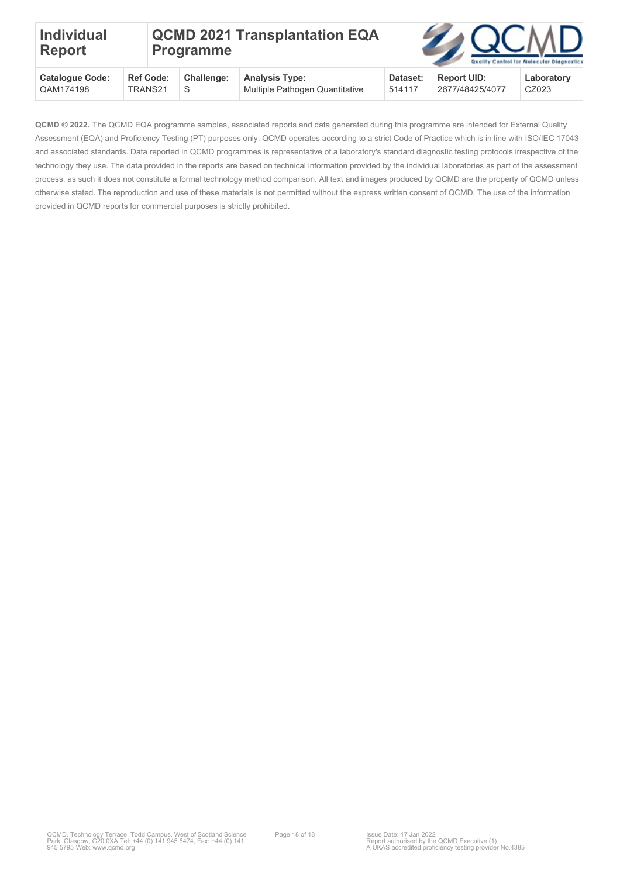QCMD © 2022. The QCMD EQA programme samples, associated reports and data generated during this programme are intended for External Quality Assessment (EQA) and Proficiency Testing (PT) purposes only. QCMD operates according to a strict Code of Practice which is in line with ISO/IEC 17043 and associated standards. Data reported in QCMD programmes is representative of a laboratory's standard diagnostic testing protocols irrespective of the technology they use. The data provided in the reports are based on technical information provided by the individual laboratories as part of the assessment process, as such it does not constitute a formal technology method comparison. All text and images produced by QCMD are the property of QCMD unless otherwise stated. The reproduction and use of these materials is not permitted without the express written consent of QCMD. The use of the information provided in QCMD reports for commercial purposes is strictly prohibited.